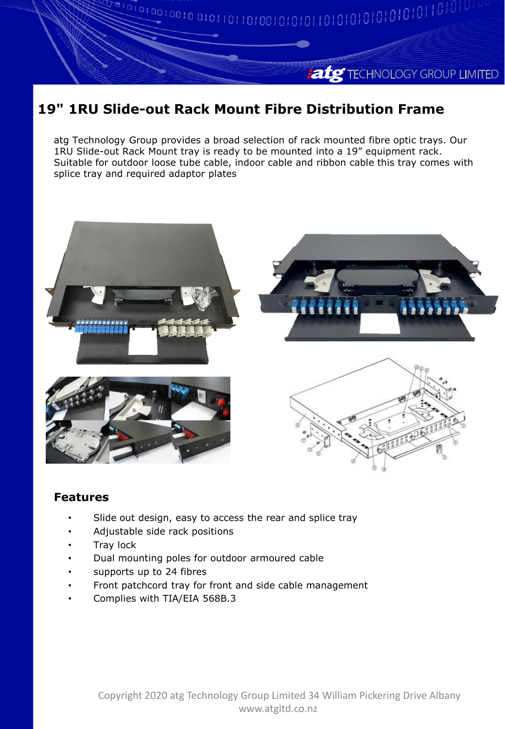# 19" 1RU Slide-out Rack Mount Fibre Distribution Frame

atg Technology Group provides a broad selection of rack mounted fibre optic trays. Our 1RU Slide-out Rack Mount tray is ready to be mounted into a 19" equipment rack. Suitable for outdoor loose tube cable, indoor cable and ribbon cable this tray comes with splice tray and required adaptor plates

## Features

- Slide out design, easy to access the rear and splice tray
- Adjustable side rack positions
- Tray lock
- Dual mounting poles for outdoor armoured cable
- supports up to 24 fibres
- Front patchcord tray for front and side cable management
- Complies with TIA/EIA 568B.3

Copyright 2020 atg Technology Group Limited 34 William Pickering Drive Albany
www.atgltd.co.nz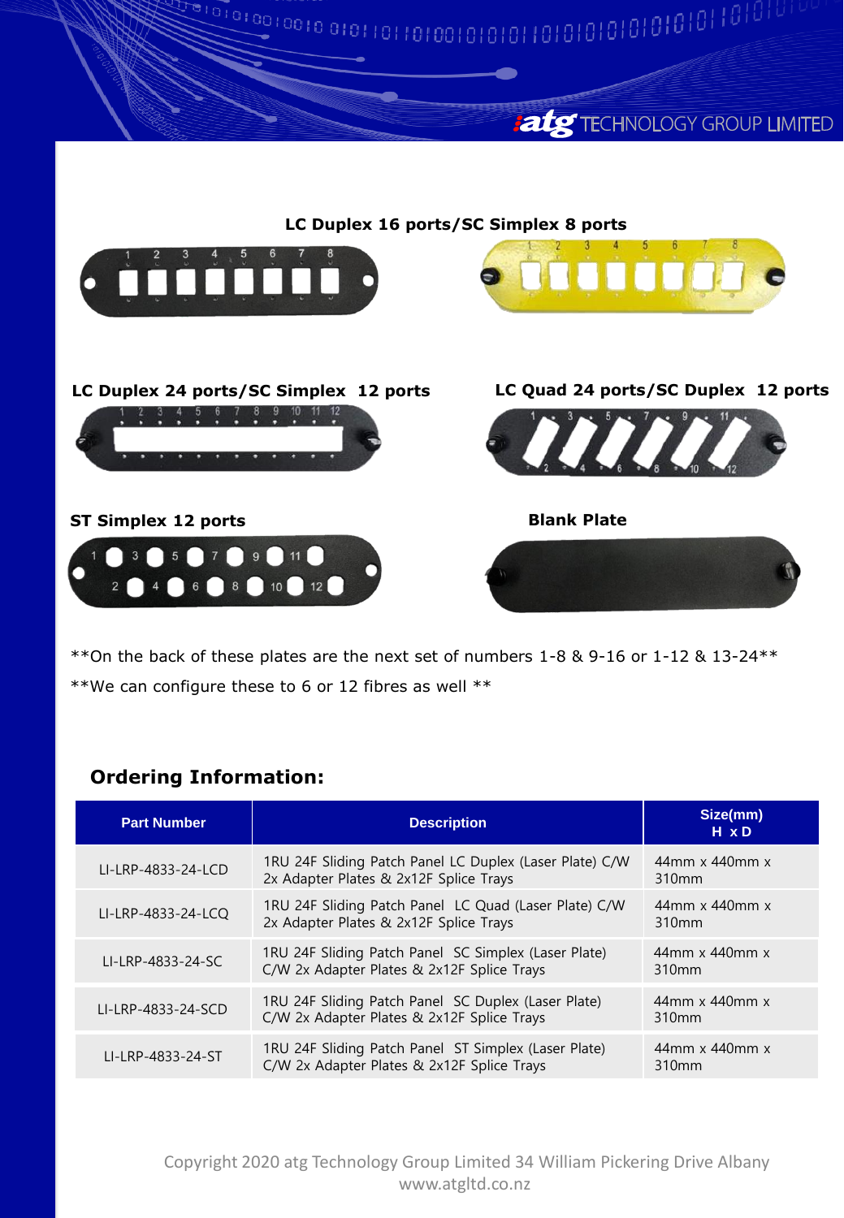LC Duplex 16 ports/SC Simplex 8 ports

LC Duplex 24 ports/SC Simplex 12 ports

LC Quad 24 ports/SC Duplex 12 ports

ST Simplex 12 ports

Blank Plate

**On the back of these plates are the next set of numbers 1-8 & 9-16 or 1-12 & 13-24**

**We can configure these to 6 or 12 fibres as well **

## Ordering Information:

| Part Number | Description | Size(mm) H x D |
|---|---|---|
| LI-LRP-4833-24-LCD | 1RU 24F Sliding Patch Panel LC Duplex (Laser Plate) C/W 2x Adapter Plates & 2x12F Splice Trays | 44mm x 440mm x 310mm |
| LI-LRP-4833-24-LCQ | 1RU 24F Sliding Patch Panel LC Quad (Laser Plate) C/W 2x Adapter Plates & 2x12F Splice Trays | 44mm x 440mm x 310mm |
| LI-LRP-4833-24-SC | 1RU 24F Sliding Patch Panel SC Simplex (Laser Plate) C/W 2x Adapter Plates & 2x12F Splice Trays | 44mm x 440mm x 310mm |
| LI-LRP-4833-24-SCD | 1RU 24F Sliding Patch Panel SC Duplex (Laser Plate) C/W 2x Adapter Plates & 2x12F Splice Trays | 44mm x 440mm x 310mm |
| LI-LRP-4833-24-ST | 1RU 24F Sliding Patch Panel ST Simplex (Laser Plate) C/W 2x Adapter Plates & 2x12F Splice Trays | 44mm x 440mm x 310mm |

Copyright 2020 atg Technology Group Limited 34 William Pickering Drive Albany
www.atgltd.co.nz